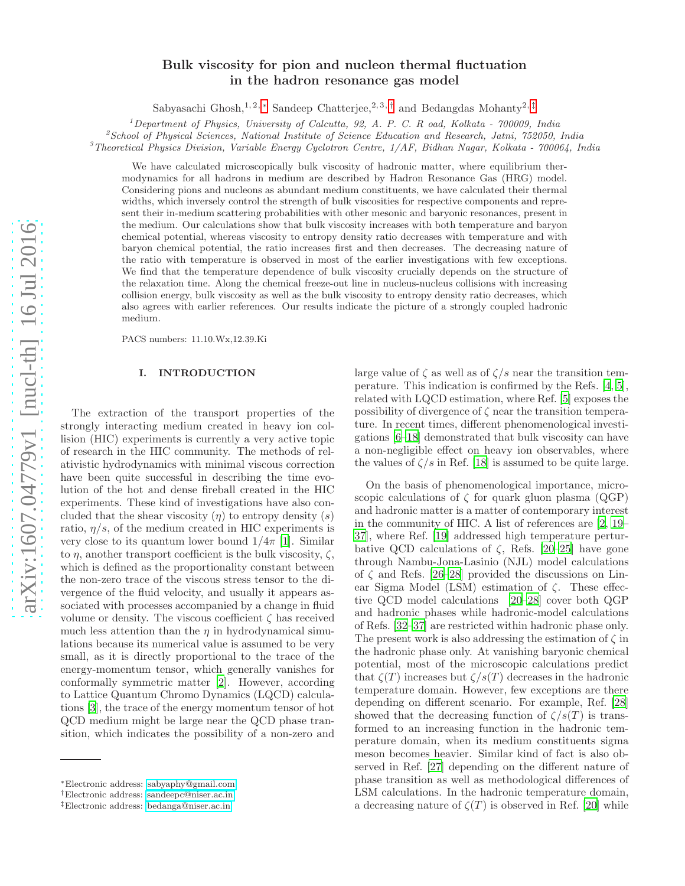# Bulk viscosity for pion and nucleon thermal fluctuation in the hadron resonance gas model

Sabyasachi Ghosh,[1,2,*] Sandeep Chatterjee,[2,3,†] and Bedangdas Mohanty[2,‡]

[1]*Department of Physics, University of Calcutta, 92, A. P. C. R oad, Kolkata - 700009, India*
[2]*School of Physical Sciences, National Institute of Science Education and Research, Jatni, 752050, India*
[3]*Theoretical Physics Division, Variable Energy Cyclotron Centre, 1/AF, Bidhan Nagar, Kolkata - 700064, India*

We have calculated microscopically bulk viscosity of hadronic matter, where equilibrium thermodynamics for all hadrons in medium are described by Hadron Resonance Gas (HRG) model. Considering pions and nucleons as abundant medium constituents, we have calculated their thermal widths, which inversely control the strength of bulk viscosities for respective components and represent their in-medium scattering probabilities with other mesonic and baryonic resonances, present in the medium. Our calculations show that bulk viscosity increases with both temperature and baryon chemical potential, whereas viscosity to entropy density ratio decreases with temperature and with baryon chemical potential, the ratio increases first and then decreases. The decreasing nature of the ratio with temperature is observed in most of the earlier investigations with few exceptions. We find that the temperature dependence of bulk viscosity crucially depends on the structure of the relaxation time. Along the chemical freeze-out line in nucleus-nucleus collisions with increasing collision energy, bulk viscosity as well as the bulk viscosity to entropy density ratio decreases, which also agrees with earlier references. Our results indicate the picture of a strongly coupled hadronic medium.

PACS numbers: 11.10.Wx,12.39.Ki

## I. INTRODUCTION

The extraction of the transport properties of the strongly interacting medium created in heavy ion collision (HIC) experiments is currently a very active topic of research in the HIC community. The methods of relativistic hydrodynamics with minimal viscous correction have been quite successful in describing the time evolution of the hot and dense fireball created in the HIC experiments. These kind of investigations have also concluded that the shear viscosity ($\eta$) to entropy density ($s$) ratio, $\eta/s$, of the medium created in HIC experiments is very close to its quantum lower bound $1/4\pi$ [1]. Similar to $\eta$, another transport coefficient is the bulk viscosity, $\zeta$, which is defined as the proportionality constant between the non-zero trace of the viscous stress tensor to the divergence of the fluid velocity, and usually it appears associated with processes accompanied by a change in fluid volume or density. The viscous coefficient $\zeta$ has received much less attention than the $\eta$ in hydrodynamical simulations because its numerical value is assumed to be very small, as it is directly proportional to the trace of the energy-momentum tensor, which generally vanishes for conformally symmetric matter [2]. However, according to Lattice Quantum Chromo Dynamics (LQCD) calculations [3], the trace of the energy momentum tensor of hot QCD medium might be large near the QCD phase transition, which indicates the possibility of a non-zero and large value of $\zeta$ as well as of $\zeta/s$ near the transition temperature. This indication is confirmed by the Refs. [4, 5], related with LQCD estimation, where Ref. [5] exposes the possibility of divergence of $\zeta$ near the transition temperature. In recent times, different phenomenological investigations [6–18] demonstrated that bulk viscosity can have a non-negligible effect on heavy ion observables, where the values of $\zeta/s$ in Ref. [18] is assumed to be quite large.

On the basis of phenomenological importance, microscopic calculations of $\zeta$ for quark gluon plasma (QGP) and hadronic matter is a matter of contemporary interest in the community of HIC. A list of references are [2, 19–37], where Ref. [19] addressed high temperature perturbative QCD calculations of $\zeta$, Refs. [20–25] have gone through Nambu-Jona-Lasinio (NJL) model calculations of $\zeta$ and Refs. [26–28] provided the discussions on Linear Sigma Model (LSM) estimation of $\zeta$. These effective QCD model calculations [20–28] cover both QGP and hadronic phases while hadronic-model calculations of Refs. [32–37] are restricted within hadronic phase only. The present work is also addressing the estimation of $\zeta$ in the hadronic phase only. At vanishing baryonic chemical potential, most of the microscopic calculations predict that $\zeta(T)$ increases but $\zeta/s(T)$ decreases in the hadronic temperature domain. However, few exceptions are there depending on different scenario. For example, Ref. [28] showed that the decreasing function of $\zeta/s(T)$ is transformed to an increasing function in the hadronic temperature domain, when its medium constituents sigma meson becomes heavier. Similar kind of fact is also observed in Ref. [27] depending on the different nature of phase transition as well as methodological differences of LSM calculations. In the hadronic temperature domain, a decreasing nature of $\zeta(T)$ is observed in Ref. [20] while

*Electronic address: sabyaphy@gmail.com
†Electronic address: sandeepc@niser.ac.in
‡Electronic address: bedanga@niser.ac.in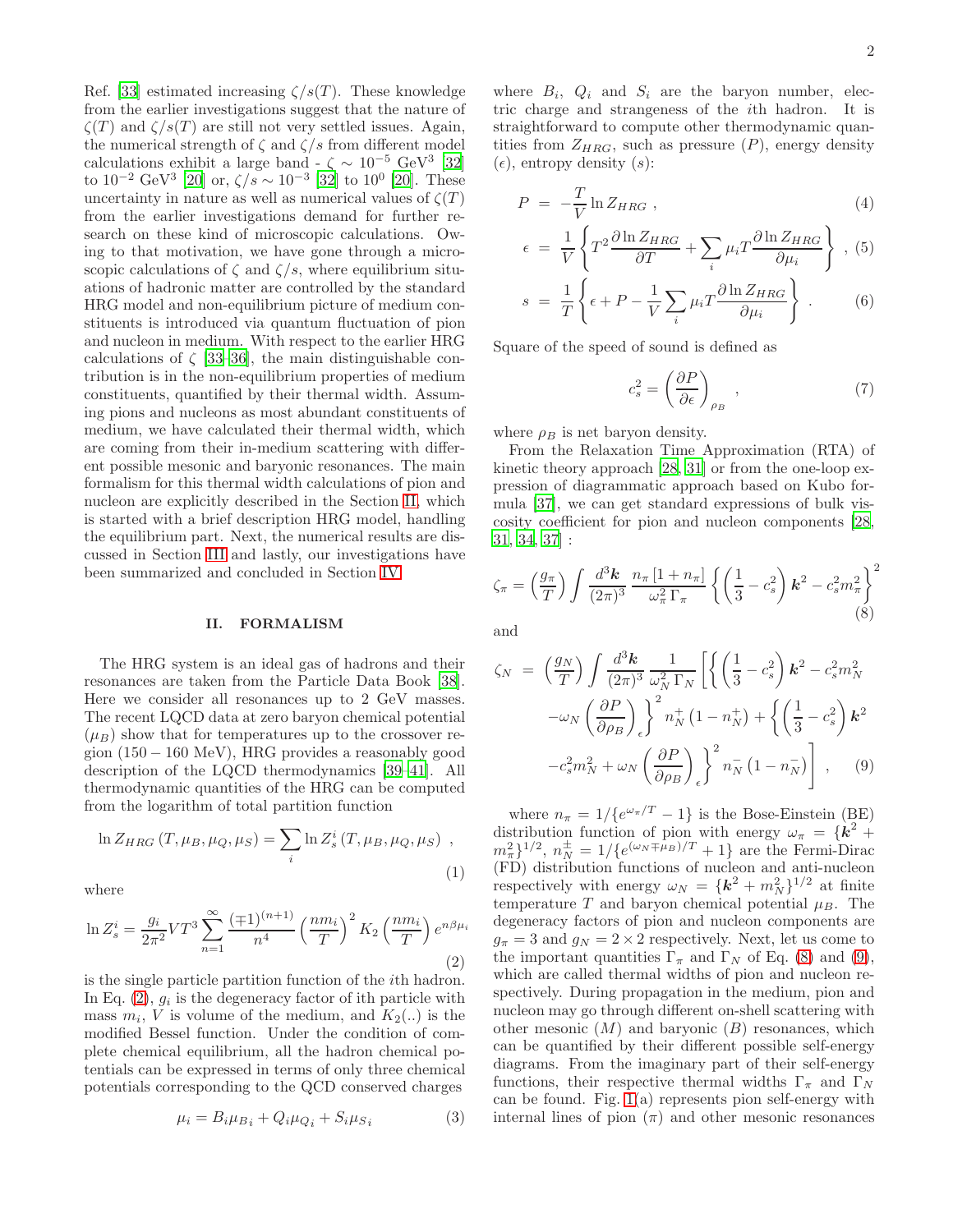Ref. [33] estimated increasing $\zeta/s(T)$. These knowledge from the earlier investigations suggest that the nature of $\zeta(T)$ and $\zeta/s(T)$ are still not very settled issues. Again, the numerical strength of $\zeta$ and $\zeta/s$ from different model calculations exhibit a large band - $\zeta \sim 10^{-5}$ GeV$^3$ [32] to $10^{-2}$ GeV$^3$ [20] or, $\zeta/s \sim 10^{-3}$ [32] to $10^0$ [20]. These uncertainty in nature as well as numerical values of $\zeta(T)$ from the earlier investigations demand for further research on these kind of microscopic calculations. Owing to that motivation, we have gone through a microscopic calculations of $\zeta$ and $\zeta/s$, where equilibrium situations of hadronic matter are controlled by the standard HRG model and non-equilibrium picture of medium constituents is introduced via quantum fluctuation of pion and nucleon in medium. With respect to the earlier HRG calculations of $\zeta$ [33–36], the main distinguishable contribution is in the non-equilibrium properties of medium constituents, quantified by their thermal width. Assuming pions and nucleons as most abundant constituents of medium, we have calculated their thermal width, which are coming from their in-medium scattering with different possible mesonic and baryonic resonances. The main formalism for this thermal width calculations of pion and nucleon are explicitly described in the Section II, which is started with a brief description HRG model, handling the equilibrium part. Next, the numerical results are discussed in Section III and lastly, our investigations have been summarized and concluded in Section IV.

## II. FORMALISM

The HRG system is an ideal gas of hadrons and their resonances are taken from the Particle Data Book [38]. Here we consider all resonances up to 2 GeV masses. The recent LQCD data at zero baryon chemical potential ($\mu_B$) show that for temperatures up to the crossover region ($150-160$ MeV), HRG provides a reasonably good description of the LQCD thermodynamics [39–41]. All thermodynamic quantities of the HRG can be computed from the logarithm of total partition function

$$\ln Z_{HRG}\left(T,\mu_B,\mu_Q,\mu_S\right)=\sum_i \ln Z_s^i\left(T,\mu_B,\mu_Q,\mu_S\right)\ , \tag{1}$$

where

$$\ln Z_s^i = \frac{g_i}{2\pi^2}VT^3\sum_{n=1}^{\infty}\frac{(\mp 1)^{(n+1)}}{n^4}\left(\frac{nm_i}{T}\right)^2 K_2\left(\frac{nm_i}{T}\right)e^{n\beta\mu_i} \tag{2}$$

is the single particle partition function of the $i$th hadron. In Eq. (2), $g_i$ is the degeneracy factor of ith particle with mass $m_i$, $V$ is volume of the medium, and $K_2(..)$ is the modified Bessel function. Under the condition of complete chemical equilibrium, all the hadron chemical potentials can be expressed in terms of only three chemical potentials corresponding to the QCD conserved charges

$$\mu_i = B_i\mu_{B_i} + Q_i\mu_{Q_i} + S_i\mu_{S_i} \tag{3}$$

where $B_i$, $Q_i$ and $S_i$ are the baryon number, electric charge and strangeness of the $i$th hadron. It is straightforward to compute other thermodynamic quantities from $Z_{HRG}$, such as pressure ($P$), energy density ($\epsilon$), entropy density ($s$):

$$P = -\frac{T}{V}\ln Z_{HRG}\ , \tag{4}$$

$$\epsilon = \frac{1}{V}\left\{T^2\frac{\partial \ln Z_{HRG}}{\partial T}+\sum_i \mu_i T\frac{\partial \ln Z_{HRG}}{\partial \mu_i}\right\}\ , \tag{5}$$

$$s = \frac{1}{T}\left\{\epsilon + P - \frac{1}{V}\sum_i \mu_i T\frac{\partial \ln Z_{HRG}}{\partial \mu_i}\right\}\ . \tag{6}$$

Square of the speed of sound is defined as

$$c_s^2 = \left(\frac{\partial P}{\partial \epsilon}\right)_{\rho_B}\ , \tag{7}$$

where $\rho_B$ is net baryon density.

From the Relaxation Time Approximation (RTA) of kinetic theory approach [28, 31] or from the one-loop expression of diagrammatic approach based on Kubo formula [37], we can get standard expressions of bulk viscosity coefficient for pion and nucleon components [28, 31, 34, 37] :

$$\zeta_\pi = \left(\frac{g_\pi}{T}\right)\int\frac{d^3\boldsymbol{k}}{(2\pi)^3}\frac{n_\pi\left[1+n_\pi\right]}{\omega_\pi^2\,\Gamma_\pi}\left\{\left(\frac{1}{3}-c_s^2\right)\boldsymbol{k}^2 - c_s^2 m_\pi^2\right\}^2 \tag{8}$$

and

$$\begin{aligned}\zeta_N \ =\ \left(\frac{g_N}{T}\right)\int\frac{d^3\boldsymbol{k}}{(2\pi)^3}\frac{1}{\omega_N^2\,\Gamma_N}\Bigg[&\left\{\left(\frac{1}{3}-c_s^2\right)\boldsymbol{k}^2 - c_s^2 m_N^2 - \omega_N\left(\frac{\partial P}{\partial \rho_B}\right)_\epsilon\right\}^2 n_N^+\left(1-n_N^+\right) \\ &+ \left\{\left(\frac{1}{3}-c_s^2\right)\boldsymbol{k}^2 - c_s^2 m_N^2 + \omega_N\left(\frac{\partial P}{\partial \rho_B}\right)_\epsilon\right\}^2 n_N^-\left(1-n_N^-\right)\Bigg]\ ,\end{aligned} \tag{9}$$

where $n_\pi = 1/\{e^{\omega_\pi/T}-1\}$ is the Bose-Einstein (BE) distribution function of pion with energy $\omega_\pi = \{\boldsymbol{k}^2 + m_\pi^2\}^{1/2}$, $n_N^\pm = 1/\{e^{(\omega_N\mp\mu_B)/T}+1\}$ are the Fermi-Dirac (FD) distribution functions of nucleon and anti-nucleon respectively with energy $\omega_N = \{\boldsymbol{k}^2+m_N^2\}^{1/2}$ at finite temperature $T$ and baryon chemical potential $\mu_B$. The degeneracy factors of pion and nucleon components are $g_\pi = 3$ and $g_N = 2\times 2$ respectively. Next, let us come to the important quantities $\Gamma_\pi$ and $\Gamma_N$ of Eq. (8) and (9), which are called thermal widths of pion and nucleon respectively. During propagation in the medium, pion and nucleon may go through different on-shell scattering with other mesonic ($M$) and baryonic ($B$) resonances, which can be quantified by their different possible self-energy diagrams. From the imaginary part of their self-energy functions, their respective thermal widths $\Gamma_\pi$ and $\Gamma_N$ can be found. Fig. 1(a) represents pion self-energy with internal lines of pion ($\pi$) and other mesonic resonances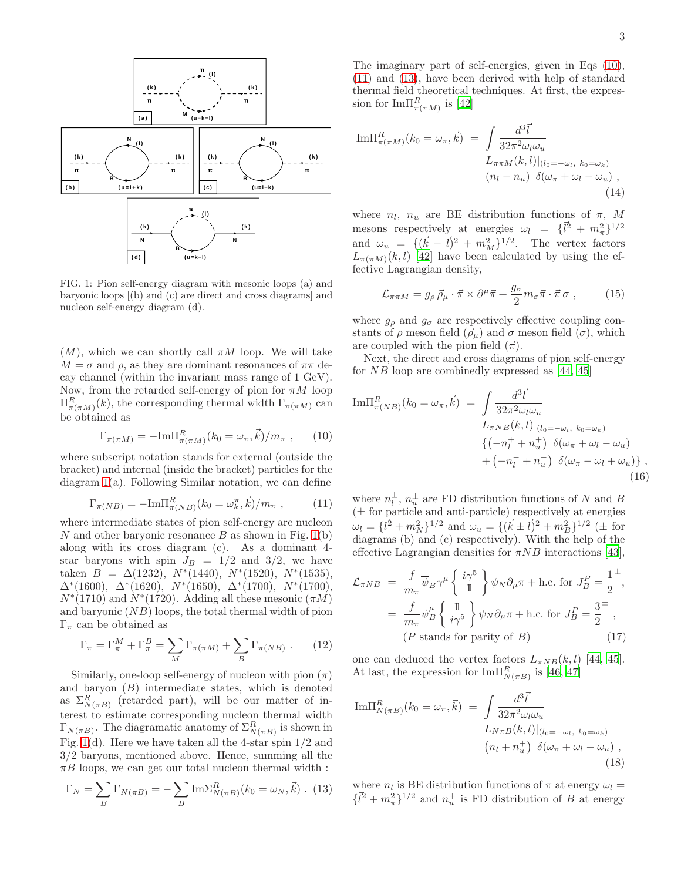FIG. 1: Pion self-energy diagram with mesonic loops (a) and baryonic loops [(b) and (c) are direct and cross diagrams] and nucleon self-energy diagram (d).

($M$), which we can shortly call $\pi M$ loop. We will take $M = \sigma$ and $\rho$, as they are dominant resonances of $\pi\pi$ decay channel (within the invariant mass range of 1 GeV). Now, from the retarded self-energy of pion for $\pi M$ loop $\Pi^R_{\pi(\pi M)}(k)$, the corresponding thermal width $\Gamma_{\pi(\pi M)}$ can be obtained as

$$\Gamma_{\pi(\pi M)} = -\mathrm{Im}\Pi^R_{\pi(\pi M)}(k_0 = \omega_\pi, \vec{k})/m_\pi \ , \qquad (10)$$

where subscript notation stands for external (outside the bracket) and internal (inside the bracket) particles for the diagram 1(a). Following Similar notation, we can define

$$\Gamma_{\pi(NB)} = -\mathrm{Im}\Pi^R_{\pi(NB)}(k_0 = \omega^\pi_k, \vec{k})/m_\pi \ , \qquad (11)$$

where intermediate states of pion self-energy are nucleon $N$ and other baryonic resonance $B$ as shown in Fig. 1(b) along with its cross diagram (c). As a dominant 4-star baryons with spin $J_B = 1/2$ and $3/2$, we have taken $B = \Delta(1232)$, $N^*(1440)$, $N^*(1520)$, $N^*(1535)$, $\Delta^*(1600)$, $\Delta^*(1620)$, $N^*(1650)$, $\Delta^*(1700)$, $N^*(1700)$, $N^*(1710)$ and $N^*(1720)$. Adding all these mesonic ($\pi M$) and baryonic ($NB$) loops, the total thermal width of pion $\Gamma_\pi$ can be obtained as

$$\Gamma_\pi = \Gamma^M_\pi + \Gamma^B_\pi = \sum_M \Gamma_{\pi(\pi M)} + \sum_B \Gamma_{\pi(NB)} \ . \qquad (12)$$

Similarly, one-loop self-energy of nucleon with pion ($\pi$) and baryon ($B$) intermediate states, which is denoted as $\Sigma^R_{N(\pi B)}$ (retarded part), will be our matter of interest to estimate corresponding nucleon thermal width $\Gamma_{N(\pi B)}$. The diagramatic anatomy of $\Sigma^R_{N(\pi B)}$ is shown in Fig. 1(d). Here we have taken all the 4-star spin 1/2 and 3/2 baryons, mentioned above. Hence, summing all the $\pi B$ loops, we can get our total nucleon thermal width :

$$\Gamma_N = \sum_B \Gamma_{N(\pi B)} = -\sum_B \mathrm{Im}\Sigma^R_{N(\pi B)}(k_0 = \omega_N, \vec{k}) \ . \qquad (13)$$

The imaginary part of self-energies, given in Eqs (10), (11) and (13), have been derived with help of standard thermal field theoretical techniques. At first, the expression for $\mathrm{Im}\Pi^R_{\pi(\pi M)}$ is [42]

$$\mathrm{Im}\Pi^R_{\pi(\pi M)}(k_0 = \omega_\pi, \vec{k}) \ = \ \int \frac{d^3\vec{l}}{32\pi^2\omega_l\omega_u} L_{\pi\pi M}(k,l)|_{(l_0=-\omega_l,\ k_0=\omega_k)} (n_l - n_u) \ \delta(\omega_\pi + \omega_l - \omega_u) \ , \qquad (14)$$

where $n_l$, $n_u$ are BE distribution functions of $\pi$, $M$ mesons respectively at energies $\omega_l = \{\vec{l}^2 + m_\pi^2\}^{1/2}$ and $\omega_u = \{(\vec{k}-\vec{l})^2 + m_M^2\}^{1/2}$. The vertex factors $L_{\pi(\pi M)}(k,l)$ [42] have been calculated by using the effective Lagrangian density,

$$\mathcal{L}_{\pi\pi M} = g_\rho \, \vec{\rho}_\mu \cdot \vec{\pi} \times \partial^\mu \vec{\pi} + \frac{g_\sigma}{2} m_\sigma \vec{\pi} \cdot \vec{\pi} \, \sigma \ , \qquad (15)$$

where $g_\rho$ and $g_\sigma$ are respectively effective coupling constants of $\rho$ meson field ($\vec{\rho}_\mu$) and $\sigma$ meson field ($\sigma$), which are coupled with the pion field ($\vec{\pi}$).

Next, the direct and cross diagrams of pion self-energy for $NB$ loop are combinedly expressed as [44, 45]

$$\mathrm{Im}\Pi^R_{\pi(NB)}(k_0 = \omega_\pi, \vec{k}) \ = \ \int \frac{d^3\vec{l}}{32\pi^2\omega_l\omega_u} L_{\pi NB}(k,l)|_{(l_0=-\omega_l,\ k_0=\omega_k)} \left\{ \left(-n^+_l + n^+_u\right) \ \delta(\omega_\pi + \omega_l - \omega_u) + \left(-n^-_l + n^-_u\right) \ \delta(\omega_\pi - \omega_l + \omega_u) \right\} \ , \qquad (16)$$

where $n^\pm_l$, $n^\pm_u$ are FD distribution functions of $N$ and $B$ ($\pm$ for particle and anti-particle) respectively at energies $\omega_l = \{\vec{l}^2 + m_N^2\}^{1/2}$ and $\omega_u = \{(\vec{k} \pm \vec{l})^2 + m_B^2\}^{1/2}$ ($\pm$ for diagrams (b) and (c) respectively). With the help of the effective Lagrangian densities for $\pi NB$ interactions [43],

$$\begin{aligned}
\mathcal{L}_{\pi NB} \ &= \ \frac{f}{m_\pi} \overline{\psi}_B \gamma^\mu \left\{ \begin{array}{c} i\gamma^5 \\ \mathbb{1} \end{array} \right\} \psi_N \partial_\mu \pi + \text{h.c. for } J^P_B = \frac{1}{2}^\pm \ , \\
&= \ \frac{f}{m_\pi} \overline{\psi}^\mu_B \left\{ \begin{array}{c} \mathbb{1} \\ i\gamma^5 \end{array} \right\} \psi_N \partial_\mu \pi + \text{h.c. for } J^P_B = \frac{3}{2}^\pm \ , \\
& (P \text{ stands for parity of } B)
\end{aligned} \qquad (17)$$

one can deduced the vertex factors $L_{\pi NB}(k,l)$ [44, 45]. At last, the expression for $\mathrm{Im}\Pi^R_{N(\pi B)}$ is [46, 47]

$$\mathrm{Im}\Pi^R_{N(\pi B)}(k_0 = \omega_\pi, \vec{k}) \ = \ \int \frac{d^3\vec{l}}{32\pi^2\omega_l\omega_u} L_{N\pi B}(k,l)|_{(l_0=-\omega_l,\ k_0=\omega_k)} \left(n_l + n^+_u\right) \ \delta(\omega_\pi + \omega_l - \omega_u) \ , \qquad (18)$$

where $n_l$ is BE distribution functions of $\pi$ at energy $\omega_l = \{\vec{l}^2 + m_\pi^2\}^{1/2}$ and $n^+_u$ is FD distribution of $B$ at energy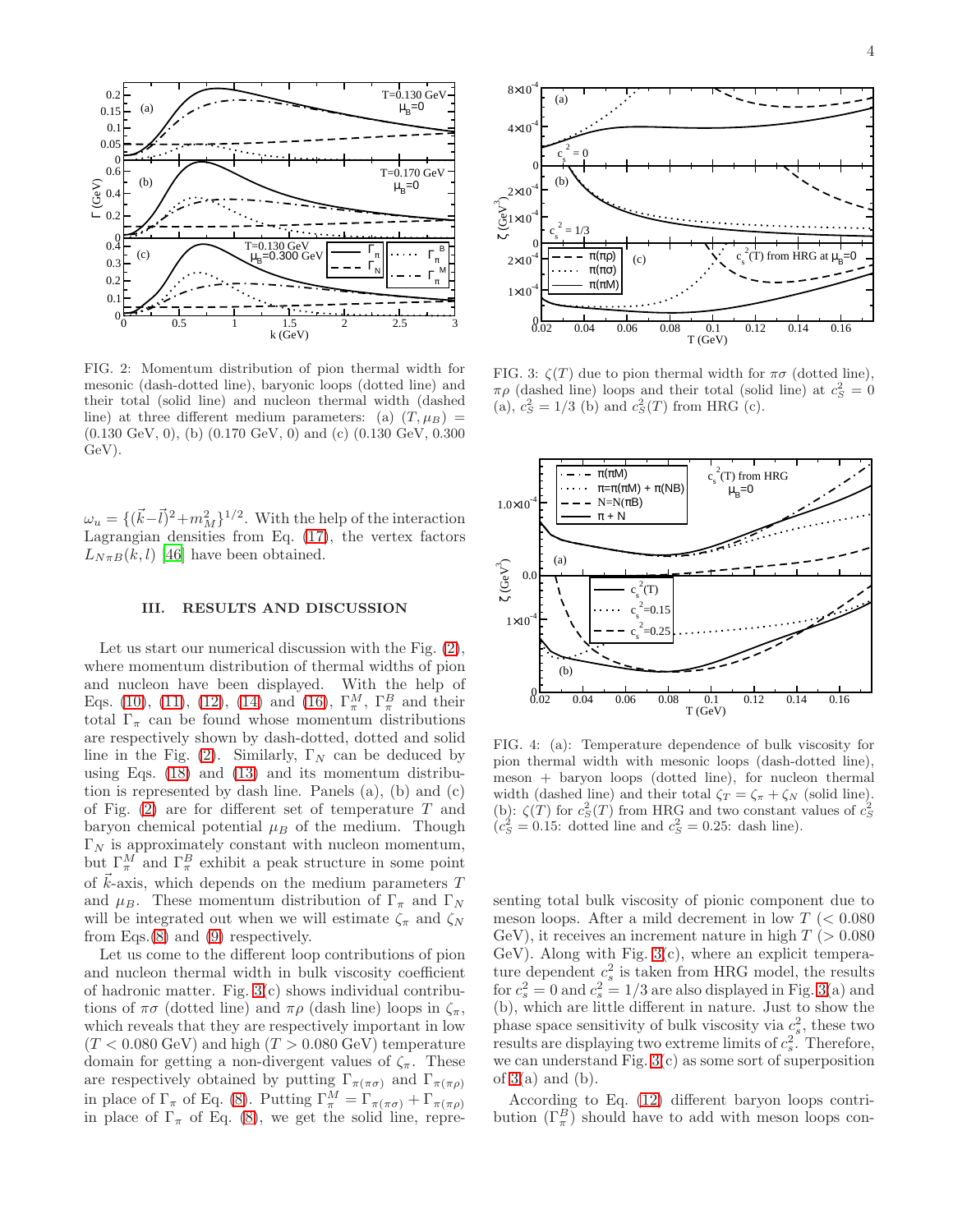FIG. 2: Momentum distribution of pion thermal width for mesonic (dash-dotted line), baryonic loops (dotted line) and their total (solid line) and nucleon thermal width (dashed line) at three different medium parameters: (a) $(T, \mu_B)$ = (0.130 GeV, 0), (b) (0.170 GeV, 0) and (c) (0.130 GeV, 0.300 GeV).

$\omega_u = \{(\vec{k}-\vec{l})^2+m_M^2\}^{1/2}$. With the help of the interaction Lagrangian densities from Eq. (17), the vertex factors $L_{N\pi B}(k,l)$ [46] have been obtained.

## III. RESULTS AND DISCUSSION

Let us start our numerical discussion with the Fig. (2), where momentum distribution of thermal widths of pion and nucleon have been displayed. With the help of Eqs. (10), (11), (12), (14) and (16), $\Gamma_\pi^M$, $\Gamma_\pi^B$ and their total $\Gamma_\pi$ can be found whose momentum distributions are respectively shown by dash-dotted, dotted and solid line in the Fig. (2). Similarly, $\Gamma_N$ can be deduced by using Eqs. (18) and (13) and its momentum distribution is represented by dash line. Panels (a), (b) and (c) of Fig. (2) are for different set of temperature $T$ and baryon chemical potential $\mu_B$ of the medium. Though $\Gamma_N$ is approximately constant with nucleon momentum, but $\Gamma_\pi^M$ and $\Gamma_\pi^B$ exhibit a peak structure in some point of $\vec{k}$-axis, which depends on the medium parameters $T$ and $\mu_B$. These momentum distribution of $\Gamma_\pi$ and $\Gamma_N$ will be integrated out when we will estimate $\zeta_\pi$ and $\zeta_N$ from Eqs.(8) and (9) respectively.

Let us come to the different loop contributions of pion and nucleon thermal width in bulk viscosity coefficient of hadronic matter. Fig. 3(c) shows individual contributions of $\pi\sigma$ (dotted line) and $\pi\rho$ (dash line) loops in $\zeta_\pi$, which reveals that they are respectively important in low ($T < 0.080$ GeV) and high ($T > 0.080$ GeV) temperature domain for getting a non-divergent values of $\zeta_\pi$. These are respectively obtained by putting $\Gamma_{\pi(\pi\sigma)}$ and $\Gamma_{\pi(\pi\rho)}$ in place of $\Gamma_\pi$ of Eq. (8). Putting $\Gamma_\pi^M = \Gamma_{\pi(\pi\sigma)} + \Gamma_{\pi(\pi\rho)}$ in place of $\Gamma_\pi$ of Eq. (8), we get the solid line, representing total bulk viscosity of pionic component due to meson loops. After a mild decrement in low $T$ ($< 0.080$ GeV), it receives an increment nature in high $T$ ($> 0.080$ GeV). Along with Fig. 3(c), where an explicit temperature dependent $c_s^2$ is taken from HRG model, the results for $c_s^2 = 0$ and $c_s^2 = 1/3$ are also displayed in Fig. 3(a) and (b), which are little different in nature. Just to show the phase space sensitivity of bulk viscosity via $c_s^2$, these two results are displaying two extreme limits of $c_s^2$. Therefore, we can understand Fig. 3(c) as some sort of superposition of 3(a) and (b).

According to Eq. (12) different baryon loops contribution ($\Gamma_\pi^B$) should have to add with meson loops con-

FIG. 3: $\zeta(T)$ due to pion thermal width for $\pi\sigma$ (dotted line), $\pi\rho$ (dashed line) loops and their total (solid line) at $c_S^2 = 0$ (a), $c_S^2 = 1/3$ (b) and $c_S^2(T)$ from HRG (c).

FIG. 4: (a): Temperature dependence of bulk viscosity for pion thermal width with mesonic loops (dash-dotted line), meson + baryon loops (dotted line), for nucleon thermal width (dashed line) and their total $\zeta_T = \zeta_\pi + \zeta_N$ (solid line). (b): $\zeta(T)$ for $c_S^2(T)$ from HRG and two constant values of $c_S^2$ ($c_S^2 = 0.15$: dotted line and $c_S^2 = 0.25$: dash line).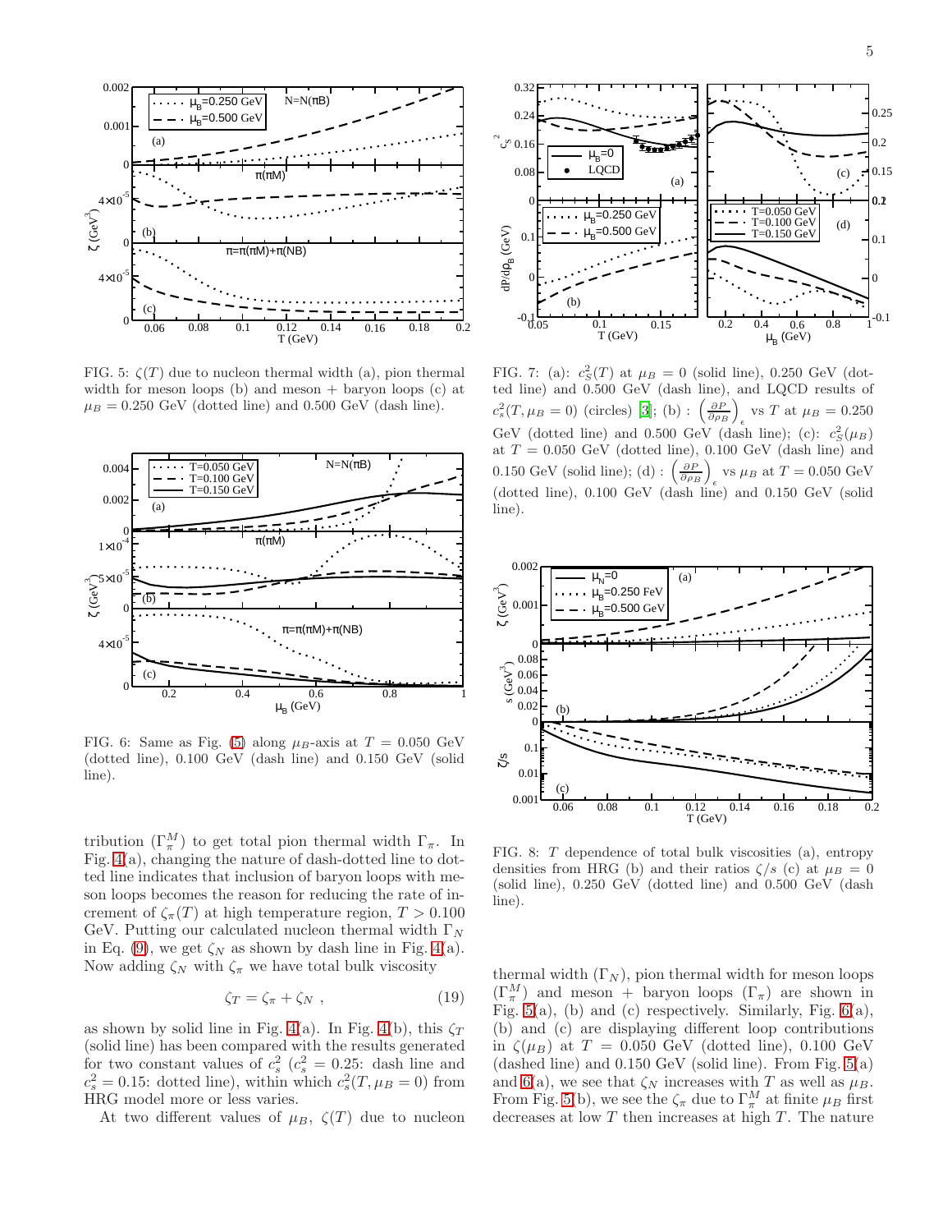FIG. 5: $\zeta(T)$ due to nucleon thermal width (a), pion thermal width for meson loops (b) and meson + baryon loops (c) at $\mu_B = 0.250$ GeV (dotted line) and 0.500 GeV (dash line).

FIG. 6: Same as Fig. (5) along $\mu_B$-axis at $T = 0.050$ GeV (dotted line), 0.100 GeV (dash line) and 0.150 GeV (solid line).

tribution ($\Gamma_\pi^M$) to get total pion thermal width $\Gamma_\pi$. In Fig. 4(a), changing the nature of dash-dotted line to dotted line indicates that inclusion of baryon loops with meson loops become the reason for reducing the rate of increment of $\zeta_\pi(T)$ at high temperature region, $T > 0.100$ GeV. Putting our calculated nucleon thermal width $\Gamma_N$ in Eq. (9), we get $\zeta_N$ as shown by dash line in Fig. 4(a). Now adding $\zeta_N$ with $\zeta_\pi$ we have total bulk viscosity

$$\zeta_T = \zeta_\pi + \zeta_N \ , \tag{19}$$

as shown by solid line in Fig. 4(a). In Fig. 4(b), this $\zeta_T$ (solid line) has been compared with the results generated for two constant values of $c_s^2$ ($c_s^2 = 0.25$: dash line and $c_s^2 = 0.15$: dotted line), within which $c_s^2(T, \mu_B = 0)$ from HRG model more or less varies.

At two different values of $\mu_B$, $\zeta(T)$ due to nucleon thermal width ($\Gamma_N$), pion thermal width for meson loops ($\Gamma_\pi^M$) and meson + baryon loops ($\Gamma_\pi$) are shown in Fig. 5(a), (b) and (c) respectively. Similarly, Fig. 6(a), (b) and (c) are displaying different loop contributions in $\zeta(\mu_B)$ at $T = 0.050$ GeV (dotted line), 0.100 GeV (dashed line) and 0.150 GeV (solid line). From Fig. 5(a) and 6(a), we see that $\zeta_N$ increases with $T$ as well as $\mu_B$. From Fig. 5(b), we see the $\zeta_\pi$ due to $\Gamma_\pi^M$ at finite $\mu_B$ first decreases at low $T$ then increases at high $T$. The nature

FIG. 7: (a): $c_S^2(T)$ at $\mu_B = 0$ (solid line), 0.250 GeV (dotted line) and 0.500 GeV (dash line), and LQCD results of $c_s^2(T, \mu_B = 0)$ (circles) [3]; (b) : $\left(\frac{\partial P}{\partial \rho_B}\right)_\epsilon$ vs $T$ at $\mu_B = 0.250$ GeV (dotted line) and 0.500 GeV (dash line); (c): $c_S^2(\mu_B)$ at $T = 0.050$ GeV (dotted line), 0.100 GeV (dash line) and 0.150 GeV (solid line); (d) : $\left(\frac{\partial P}{\partial \rho_B}\right)_\epsilon$ vs $\mu_B$ at $T = 0.050$ GeV (dotted line), 0.100 GeV (dash line) and 0.150 GeV (solid line).

FIG. 8: $T$ dependence of total bulk viscosities (a), entropy densities from HRG (b) and their ratios $\zeta/s$ (c) at $\mu_B = 0$ (solid line), 0.250 GeV (dotted line) and 0.500 GeV (dash line).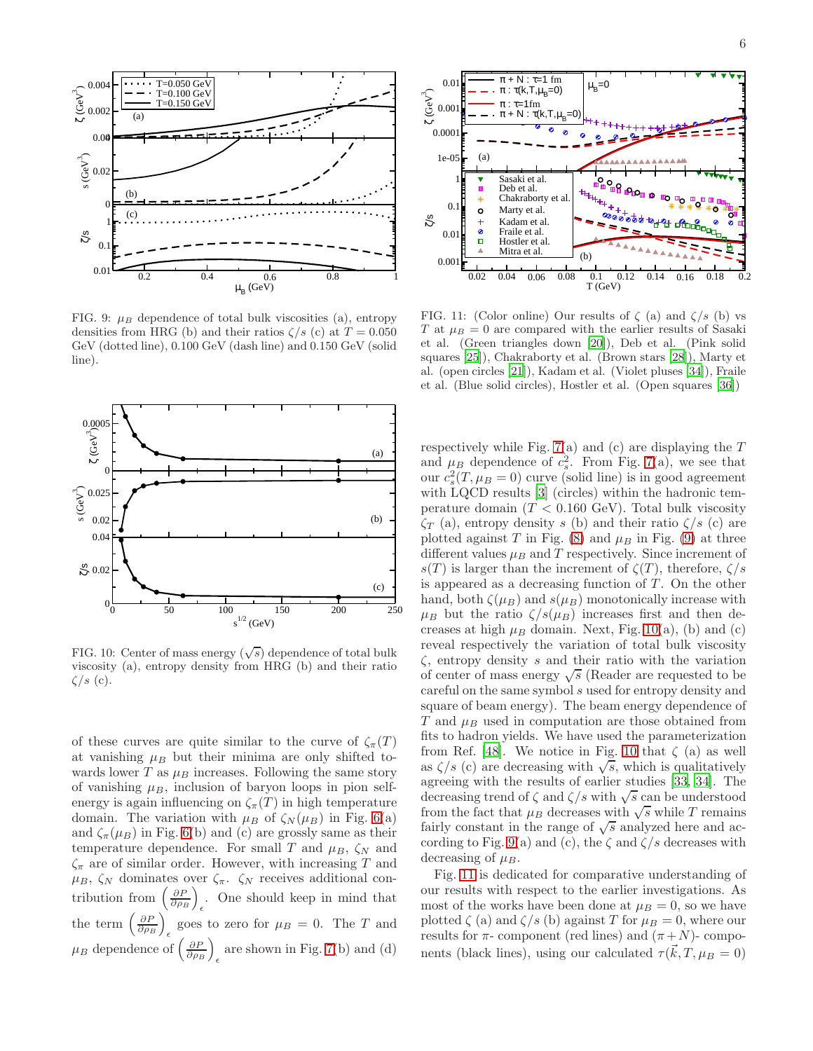FIG. 9: $\mu_B$ dependence of total bulk viscosities (a), entropy densities from HRG (b) and their ratios $\zeta/s$ (c) at $T = 0.050$ GeV (dotted line), 0.100 GeV (dash line) and 0.150 GeV (solid line).

FIG. 10: Center of mass energy ($\sqrt{s}$) dependence of total bulk viscosity (a), entropy density from HRG (b) and their ratio $\zeta/s$ (c).

of these curves are quite similar to the curve of $\zeta_\pi(T)$ at vanishing $\mu_B$ but their minima are only shifted towards lower $T$ as $\mu_B$ increases. Following the same story of vanishing $\mu_B$, inclusion of baryon loops in pion self-energy is again influencing on $\zeta_\pi(T)$ in high temperature domain. The variation with $\mu_B$ of $\zeta_N(\mu_B)$ in Fig. 6(a) and $\zeta_\pi(\mu_B)$ in Fig. 6(b) and (c) are grossly same as their temperature dependence. For small $T$ and $\mu_B$, $\zeta_N$ and $\zeta_\pi$ are of similar order. However, with increasing $T$ and $\mu_B$, $\zeta_N$ dominates over $\zeta_\pi$. $\zeta_N$ receives additional contribution from $\left(\frac{\partial P}{\partial \rho_B}\right)_\epsilon$. One should keep in mind that the term $\left(\frac{\partial P}{\partial \rho_B}\right)_\epsilon$ goes to zero for $\mu_B = 0$. The $T$ and $\mu_B$ dependence of $\left(\frac{\partial P}{\partial \rho_B}\right)_\epsilon$ are shown in Fig. 7(b) and (d)

FIG. 11: (Color online) Our results of $\zeta$ (a) and $\zeta/s$ (b) vs $T$ at $\mu_B = 0$ are compared with the earlier results of Sasaki et al. (Green triangles down [20]), Deb et al. (Pink solid squares [25]), Chakraborty et al. (Brown stars [28]), Marty et al. (open circles [21]), Kadam et al. (Violet pluses [34]), Fraile et al. (Blue solid circles), Hostler et al. (Open squares [36])

respectively while Fig. 7(a) and (c) are displaying the $T$ and $\mu_B$ dependence of $c_s^2$. From Fig. 7(a), we see that our $c_s^2(T, \mu_B = 0)$ curve (solid line) is in good agreement with LQCD results [3] (circles) within the hadronic temperature domain ($T < 0.160$ GeV). Total bulk viscosity $\zeta_T$ (a), entropy density $s$ (b) and their ratio $\zeta/s$ (c) are plotted against $T$ in Fig. (8) and $\mu_B$ in Fig. (9) at three different values $\mu_B$ and $T$ respectively. Since increment of $s(T)$ is larger than the increment of $\zeta(T)$, therefore, $\zeta/s$ is appeared as a decreasing function of $T$. On the other hand, both $\zeta(\mu_B)$ and $s(\mu_B)$ monotonically increase with $\mu_B$ but the ratio $\zeta/s(\mu_B)$ increases first and then decreases at high $\mu_B$ domain. Next, Fig. 10(a), (b) and (c) reveal respectively the variation of total bulk viscosity $\zeta$, entropy density $s$ and their ratio with the variation of center of mass energy $\sqrt{s}$ (Reader are requested to be careful on the same symbol $s$ used for entropy density and square of beam energy). The beam energy dependence of $T$ and $\mu_B$ used in computation are those obtained from fits to hadron yields. We have used the parameterization from Ref. [48]. We notice in Fig. 10 that $\zeta$ (a) as well as $\zeta/s$ (c) are decreasing with $\sqrt{s}$, which is qualitatively agreeing with the results of earlier studies [33, 34]. The decreasing trend of $\zeta$ and $\zeta/s$ with $\sqrt{s}$ can be understood from the fact that $\mu_B$ decreases with $\sqrt{s}$ while $T$ remains fairly constant in the range of $\sqrt{s}$ analyzed here and according to Fig. 9(a) and (c), the $\zeta$ and $\zeta/s$ decreases with decreasing of $\mu_B$.

Fig. 11 is dedicated for comparative understanding of our results with respect to the earlier investigations. As most of the works have been done at $\mu_B = 0$, so we have plotted $\zeta$ (a) and $\zeta/s$ (b) against $T$ for $\mu_B = 0$, where our results for $\pi$- component (red lines) and ($\pi + N$)- components (black lines), using our calculated $\tau(\vec{k}, T, \mu_B = 0)$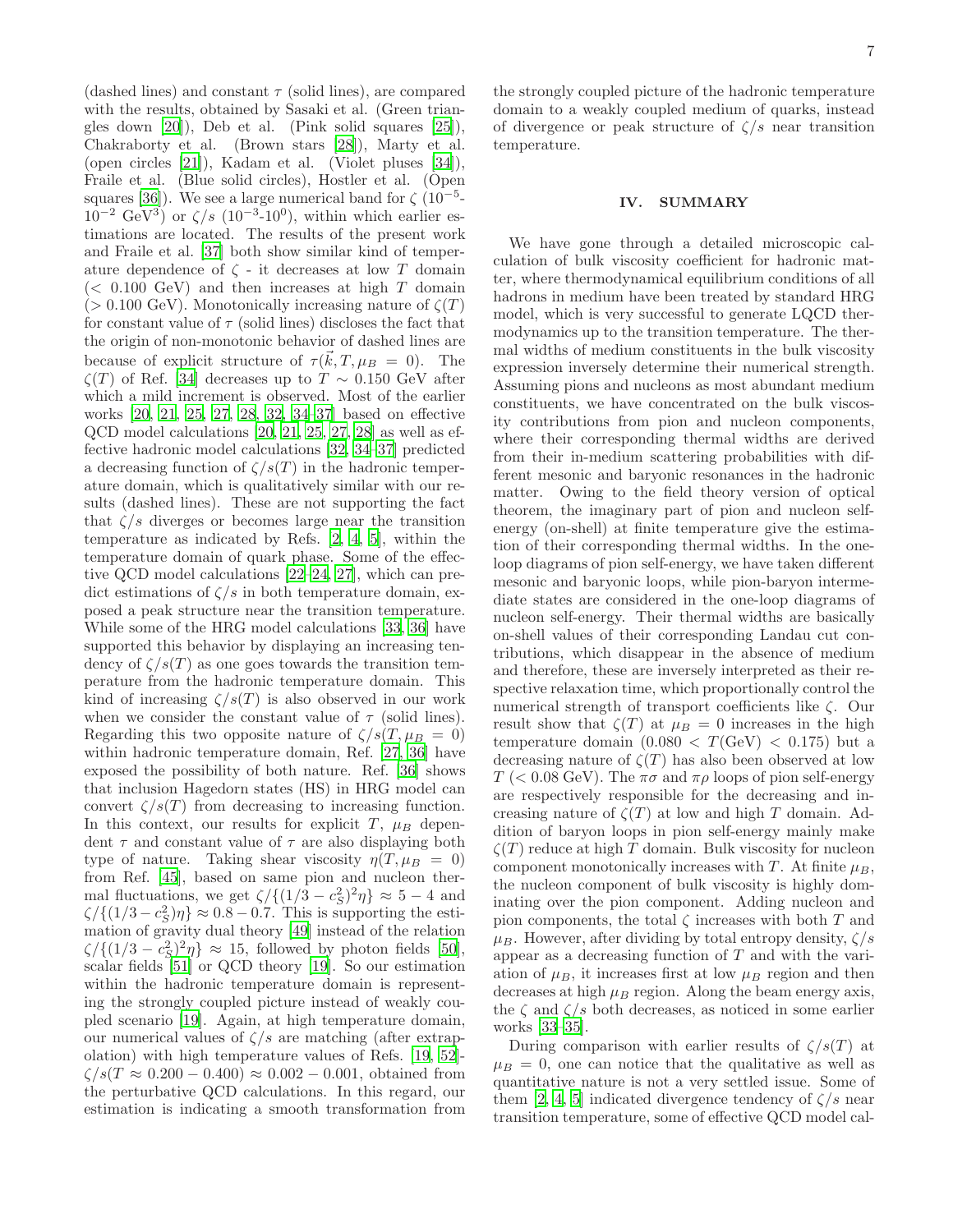(dashed lines) and constant $\tau$ (solid lines), are compared with the results, obtained by Sasaki et al. (Green triangles down [20]), Deb et al. (Pink solid squares [25]), Chakraborty et al. (Brown stars [28]), Marty et al. (open circles [21]), Kadam et al. (Violet pluses [34]), Fraile et al. (Blue solid circles), Hostler et al. (Open squares [36]). We see a large numerical band for $\zeta$ ($10^{-5}$-$10^{-2}$ GeV$^3$) or $\zeta/s$ ($10^{-3}$-$10^{0}$), within which earlier estimations are located. The results of the present work and Fraile et al. [37] both show similar kind of temperature dependence of $\zeta$ - it decreases at low $T$ domain ($<$ 0.100 GeV) and then increases at high $T$ domain ($>$ 0.100 GeV). Monotonically increasing nature of $\zeta(T)$ for constant value of $\tau$ (solid lines) discloses the fact that the origin of non-monotonic behavior of dashed lines are because of explicit structure of $\tau(\vec{k}, T, \mu_B = 0)$. The $\zeta(T)$ of Ref. [34] decreases up to $T \sim 0.150$ GeV after which a mild increment is observed. Most of the earlier works [20, 21, 25, 27, 28, 32, 34–37] based on effective QCD model calculations [20, 21, 25, 27, 28] as well as effective hadronic model calculations [32, 34–37] predicted a decreasing function of $\zeta/s(T)$ in the hadronic temperature domain, which is qualitatively similar with our results (dashed lines). These are not supporting the fact that $\zeta/s$ diverges or becomes large near the transition temperature as indicated by Refs. [2, 4, 5], within the temperature domain of quark phase. Some of the effective QCD model calculations [22–24, 27], which can predict estimations of $\zeta/s$ in both temperature domain, exposed a peak structure near the transition temperature. While some of the HRG model calculations [33, 36] have supported this behavior by displaying an increasing tendency of $\zeta/s(T)$ as one goes towards the transition temperature from the hadronic temperature domain. This kind of increasing $\zeta/s(T)$ is also observed in our work when we consider the constant value of $\tau$ (solid lines). Regarding this two opposite nature of $\zeta/s(T, \mu_B = 0)$ within hadronic temperature domain, Ref. [27, 36] have exposed the possibility of both nature. Ref. [36] shows that inclusion Hagedorn states (HS) in HRG model can convert $\zeta/s(T)$ from decreasing to increasing function. In this context, our results for explicit $T$, $\mu_B$ dependent $\tau$ and constant value of $\tau$ are also displaying both type of nature. Taking shear viscosity $\eta(T, \mu_B = 0)$ from Ref. [45], based on same pion and nucleon thermal fluctuations, we get $\zeta/\{(1/3 - c_S^2)^2\eta\} \approx 5 - 4$ and $\zeta/\{(1/3 - c_S^2)\eta\} \approx 0.8 - 0.7$. This is supporting the estimation of gravity dual theory [49] instead of the relation $\zeta/\{(1/3 - c_S^2)^2\eta\} \approx 15$, followed by photon fields [50], scalar fields [51] or QCD theory [19]. So our estimation within the hadronic temperature domain is representing the strongly coupled picture instead of weakly coupled scenario [19]. Again, at high temperature domain, our numerical values of $\zeta/s$ are matching (after extrapolation) with high temperature values of Refs. [19, 52]-$\zeta/s(T \approx 0.200 - 0.400) \approx 0.002 - 0.001$, obtained from the perturbative QCD calculations. In this regard, our estimation is indicating a smooth transformation from the strongly coupled picture of the hadronic temperature domain to a weakly coupled medium of quarks, instead of divergence or peak structure of $\zeta/s$ near transition temperature.

## IV. SUMMARY

We have gone through a detailed microscopic calculation of bulk viscosity coefficient for hadronic matter, where thermodynamical equilibrium conditions of all hadrons in medium have been treated by standard HRG model, which is very successful to generate LQCD thermodynamics up to the transition temperature. The thermal widths of medium constituents in the bulk viscosity expression inversely determine their numerical strength. Assuming pions and nucleons as most abundant medium constituents, we have concentrated on the bulk viscosity contributions from pion and nucleon components, where their corresponding thermal widths are derived from their in-medium scattering probabilities with different mesonic and baryonic resonances in the hadronic matter. Owing to the field theory version of optical theorem, the imaginary part of pion and nucleon self-energy (on-shell) at finite temperature give the estimation of their corresponding thermal widths. In the one-loop diagrams of pion self-energy, we have taken different mesonic and baryonic loops, while pion-baryon intermediate states are considered in the one-loop diagrams of nucleon self-energy. Their thermal widths are basically on-shell values of their corresponding Landau cut contributions, which disappear in the absence of medium and therefore, these are inversely interpreted as their respective relaxation time, which proportionally control the numerical strength of transport coefficients like $\zeta$. Our result show that $\zeta(T)$ at $\mu_B = 0$ increases in the high temperature domain ($0.080 < T(\text{GeV}) < 0.175$) but a decreasing nature of $\zeta(T)$ has also been observed at low $T$ ($< 0.08$ GeV). The $\pi\sigma$ and $\pi\rho$ loops of pion self-energy are respectively responsible for the decreasing and increasing nature of $\zeta(T)$ at low and high $T$ domain. Addition of baryon loops in pion self-energy mainly make $\zeta(T)$ reduce at high $T$ domain. Bulk viscosity for nucleon component monotonically increases with $T$. At finite $\mu_B$, the nucleon component of bulk viscosity is highly dominating over the pion component. Adding nucleon and pion components, the total $\zeta$ increases with both $T$ and $\mu_B$. However, after dividing by total entropy density, $\zeta/s$ appear as a decreasing function of $T$ and with the variation of $\mu_B$, it increases first at low $\mu_B$ region and then decreases at high $\mu_B$ region. Along the beam energy axis, the $\zeta$ and $\zeta/s$ both decreases, as noticed in some earlier works [33–35].

During comparison with earlier results of $\zeta/s(T)$ at $\mu_B = 0$, one can notice that the qualitative as well as quantitative nature is not a very settled issue. Some of them [2, 4, 5] indicated divergence tendency of $\zeta/s$ near transition temperature, some of effective QCD model cal-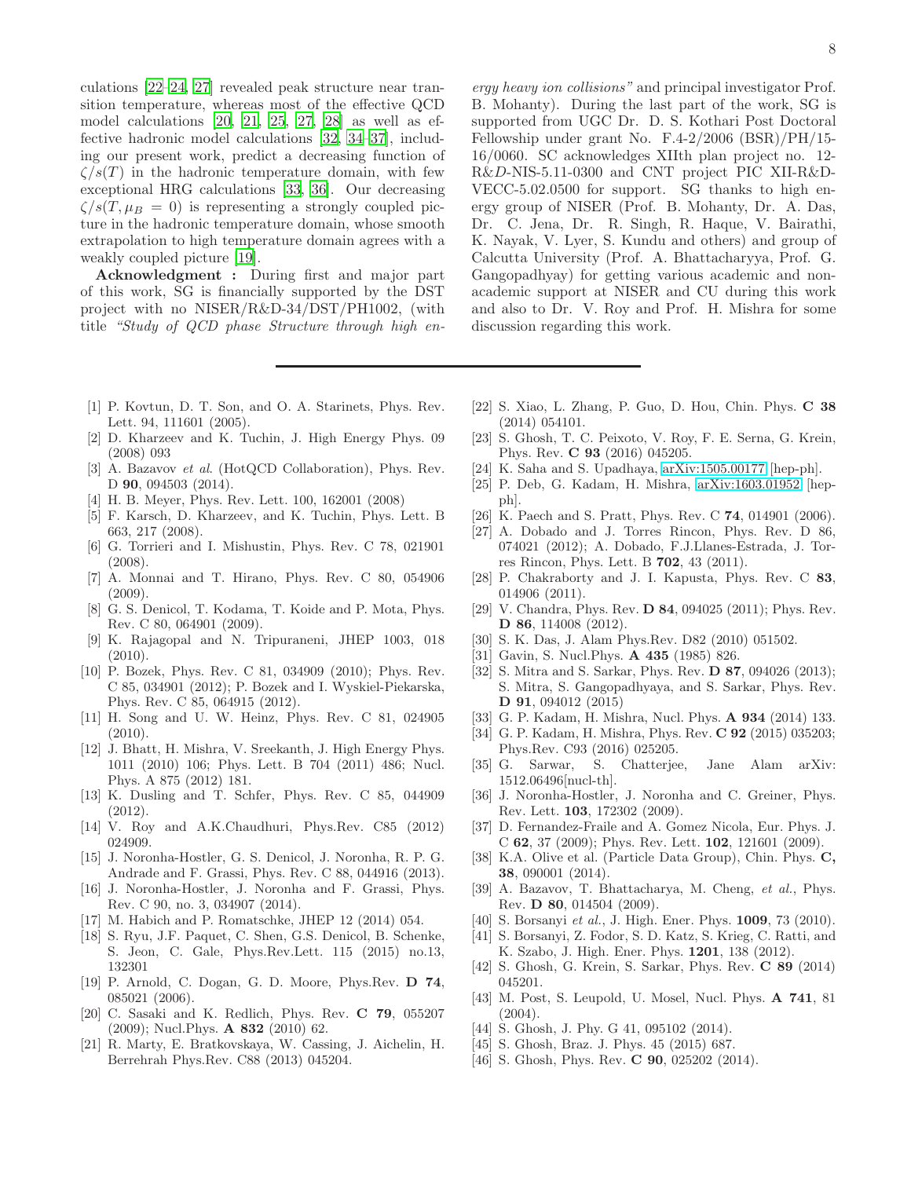culations [22–24, 27] revealed peak structure near transition temperature, whereas most of the effective QCD model calculations [20, 21, 25, 27, 28] as well as effective hadronic model calculations [32, 34–37], including our present work, predict a decreasing function of $\zeta/s(T)$ in the hadronic temperature domain, with few exceptional HRG calculations [33, 36]. Our decreasing $\zeta/s(T, \mu_B = 0)$ is representing a strongly coupled picture in the hadronic temperature domain, whose smooth extrapolation to high temperature domain agrees with a weakly coupled picture [19].

**Acknowledgment :** During first and major part of this work, SG is financially supported by the DST project with no NISER/R&D-34/DST/PH1002, (with title *"Study of QCD phase Structure through high energy heavy ion collisions"* and principal investigator Prof. B. Mohanty). During the last part of the work, SG is supported from UGC Dr. D. S. Kothari Post Doctoral Fellowship under grant No. F.4-2/2006 (BSR)/PH/15-16/0060. SC acknowledges XIIth plan project no. 12-R&D-NIS-5.11-0300 and CNT project PIC XII-R&D-VECC-5.02.0500 for support. SG thanks to high energy group of NISER (Prof. B. Mohanty, Dr. A. Das, Dr. C. Jena, Dr. R. Singh, R. Haque, V. Bairathi, K. Nayak, V. Lyer, S. Kundu and others) and group of Calcutta University (Prof. A. Bhattacharyya, Prof. G. Gangopadhyay) for getting various academic and non-academic support at NISER and CU during this work and also to Dr. V. Roy and Prof. H. Mishra for some discussion regarding this work.

---

[1] P. Kovtun, D. T. Son, and O. A. Starinets, Phys. Rev. Lett. 94, 111601 (2005).

[2] D. Kharzeev and K. Tuchin, J. High Energy Phys. 09 (2008) 093

[3] A. Bazavov *et al.* (HotQCD Collaboration), Phys. Rev. D **90**, 094503 (2014).

[4] H. B. Meyer, Phys. Rev. Lett. 100, 162001 (2008)

[5] F. Karsch, D. Kharzeev, and K. Tuchin, Phys. Lett. B 663, 217 (2008).

[6] G. Torrieri and I. Mishustin, Phys. Rev. C 78, 021901 (2008).

[7] A. Monnai and T. Hirano, Phys. Rev. C 80, 054906 (2009).

[8] G. S. Denicol, T. Kodama, T. Koide and P. Mota, Phys. Rev. C 80, 064901 (2009).

[9] K. Rajagopal and N. Tripuraneni, JHEP 1003, 018 (2010).

[10] P. Bozek, Phys. Rev. C 81, 034909 (2010); Phys. Rev. C 85, 034901 (2012); P. Bozek and I. Wyskiel-Piekarska, Phys. Rev. C 85, 064915 (2012).

[11] H. Song and U. W. Heinz, Phys. Rev. C 81, 024905 (2010).

[12] J. Bhatt, H. Mishra, V. Sreekanth, J. High Energy Phys. 1011 (2010) 106; Phys. Lett. B 704 (2011) 486; Nucl. Phys. A 875 (2012) 181.

[13] K. Dusling and T. Schfer, Phys. Rev. C 85, 044909 (2012).

[14] V. Roy and A.K.Chaudhuri, Phys.Rev. C85 (2012) 024909.

[15] J. Noronha-Hostler, G. S. Denicol, J. Noronha, R. P. G. Andrade and F. Grassi, Phys. Rev. C 88, 044916 (2013).

[16] J. Noronha-Hostler, J. Noronha and F. Grassi, Phys. Rev. C 90, no. 3, 034907 (2014).

[17] M. Habich and P. Romatschke, JHEP 12 (2014) 054.

[18] S. Ryu, J.F. Paquet, C. Shen, G.S. Denicol, B. Schenke, S. Jeon, C. Gale, Phys.Rev.Lett. 115 (2015) no.13, 132301

[19] P. Arnold, C. Dogan, G. D. Moore, Phys.Rev. **D 74**, 085021 (2006).

[20] C. Sasaki and K. Redlich, Phys. Rev. **C 79**, 055207 (2009); Nucl.Phys. **A 832** (2010) 62.

[21] R. Marty, E. Bratkovskaya, W. Cassing, J. Aichelin, H. Berrehrah Phys.Rev. C88 (2013) 045204.

[22] S. Xiao, L. Zhang, P. Guo, D. Hou, Chin. Phys. **C 38** (2014) 054101.

[23] S. Ghosh, T. C. Peixoto, V. Roy, F. E. Serna, G. Krein, Phys. Rev. **C 93** (2016) 045205.

[24] K. Saha and S. Upadhaya, arXiv:1505.00177 [hep-ph].

[25] P. Deb, G. Kadam, H. Mishra, arXiv:1603.01952 [hep-ph].

[26] K. Paech and S. Pratt, Phys. Rev. C **74**, 014901 (2006).

[27] A. Dobado and J. Torres Rincon, Phys. Rev. D 86, 074021 (2012); A. Dobado, F.J.Llanes-Estrada, J. Torres Rincon, Phys. Lett. B **702**, 43 (2011).

[28] P. Chakraborty and J. I. Kapusta, Phys. Rev. C **83**, 014906 (2011).

[29] V. Chandra, Phys. Rev. **D 84**, 094025 (2011); Phys. Rev. **D 86**, 114008 (2012).

[30] S. K. Das, J. Alam Phys.Rev. D82 (2010) 051502.

[31] Gavin, S. Nucl.Phys. **A 435** (1985) 826.

[32] S. Mitra and S. Sarkar, Phys. Rev. **D 87**, 094026 (2013); S. Mitra, S. Gangopadhyaya, and S. Sarkar, Phys. Rev. **D 91**, 094012 (2015)

[33] G. P. Kadam, H. Mishra, Nucl. Phys. **A 934** (2014) 133.

[34] G. P. Kadam, H. Mishra, Phys. Rev. **C 92** (2015) 035203; Phys.Rev. C93 (2016) 025205.

[35] G. Sarwar, S. Chatterjee, Jane Alam arXiv: 1512.06496[nucl-th].

[36] J. Noronha-Hostler, J. Noronha and C. Greiner, Phys. Rev. Lett. **103**, 172302 (2009).

[37] D. Fernandez-Fraile and A. Gomez Nicola, Eur. Phys. J. C **62**, 37 (2009); Phys. Rev. Lett. **102**, 121601 (2009).

[38] K.A. Olive et al. (Particle Data Group), Chin. Phys. **C, 38**, 090001 (2014).

[39] A. Bazavov, T. Bhattacharya, M. Cheng, *et al.*, Phys. Rev. **D 80**, 014504 (2009).

[40] S. Borsanyi *et al.*, J. High. Ener. Phys. **1009**, 73 (2010).

[41] S. Borsanyi, Z. Fodor, S. D. Katz, S. Krieg, C. Ratti, and K. Szabo, J. High. Ener. Phys. **1201**, 138 (2012).

[42] S. Ghosh, G. Krein, S. Sarkar, Phys. Rev. **C 89** (2014) 045201.

[43] M. Post, S. Leupold, U. Mosel, Nucl. Phys. **A 741**, 81 (2004).

[44] S. Ghosh, J. Phy. G 41, 095102 (2014).

[45] S. Ghosh, Braz. J. Phys. 45 (2015) 687.

[46] S. Ghosh, Phys. Rev. **C 90**, 025202 (2014).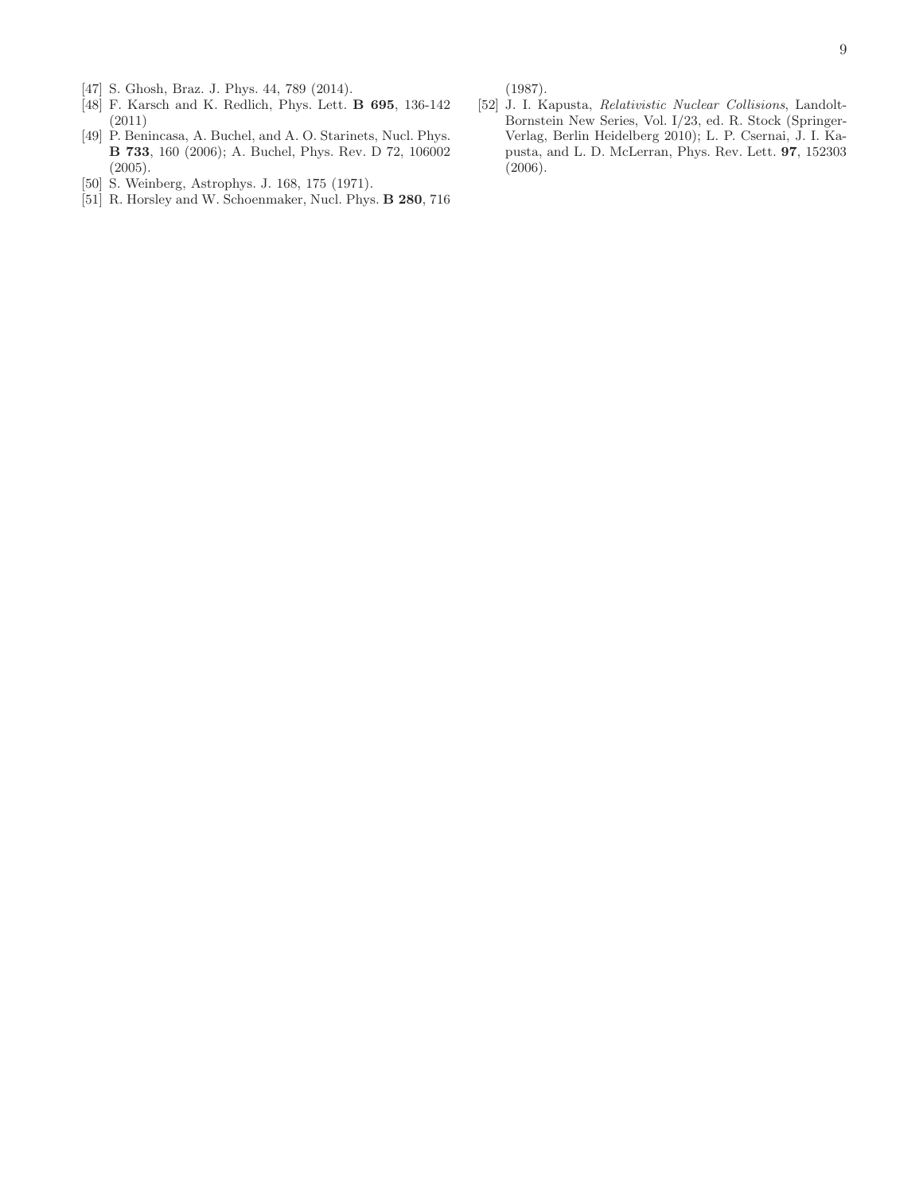[47] S. Ghosh, Braz. J. Phys. 44, 789 (2014).

[48] F. Karsch and K. Redlich, Phys. Lett. **B 695**, 136-142 (2011)

[49] P. Benincasa, A. Buchel, and A. O. Starinets, Nucl. Phys. **B 733**, 160 (2006); A. Buchel, Phys. Rev. D 72, 106002 (2005).

[50] S. Weinberg, Astrophys. J. 168, 175 (1971).

[51] R. Horsley and W. Schoenmaker, Nucl. Phys. **B 280**, 716 (1987).

[52] J. I. Kapusta, *Relativistic Nuclear Collisions*, Landolt-Bornstein New Series, Vol. I/23, ed. R. Stock (Springer-Verlag, Berlin Heidelberg 2010); L. P. Csernai, J. I. Kapusta, and L. D. McLerran, Phys. Rev. Lett. **97**, 152303 (2006).